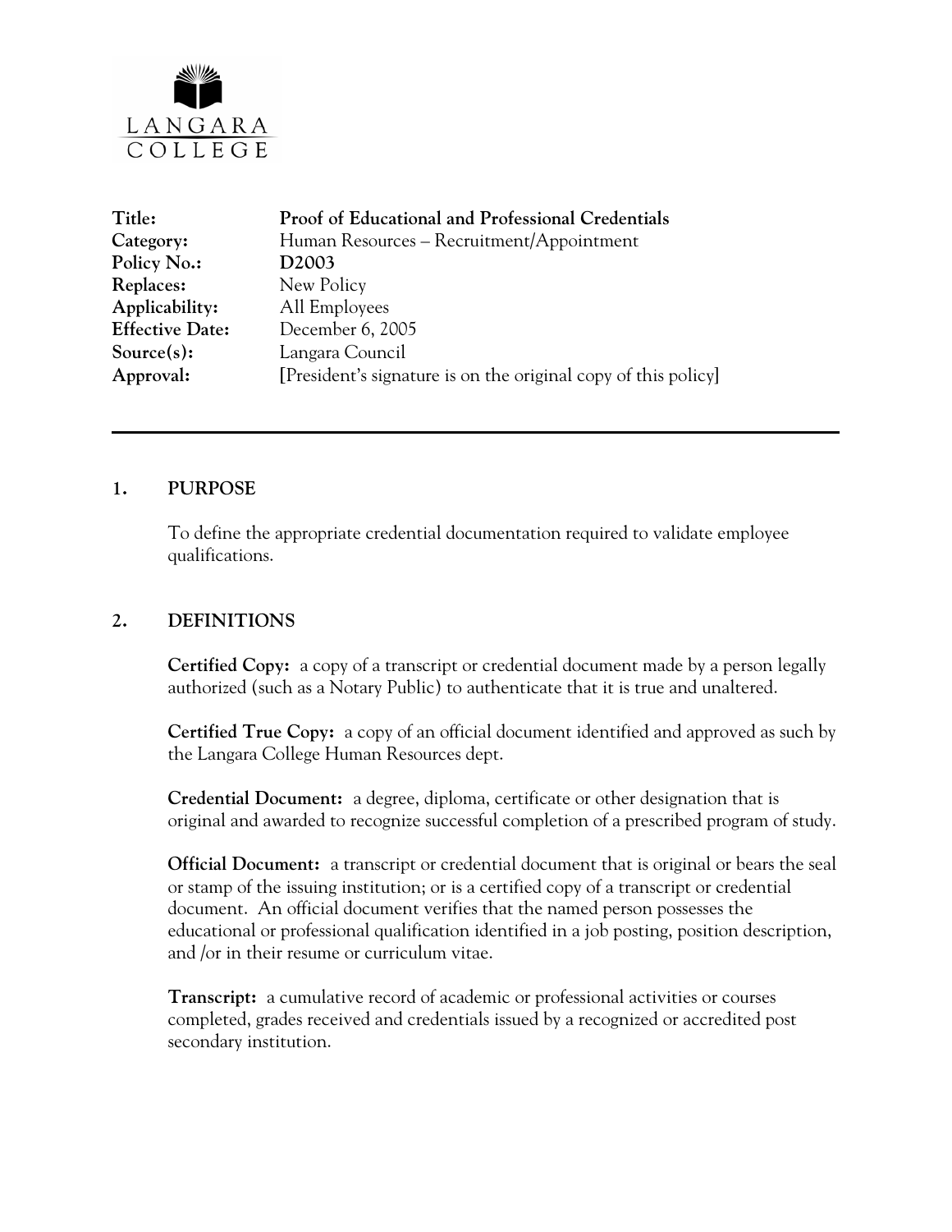LANGARA COLLEGE

| | |
|---|---|
| **Title:** | **Proof of Educational and Professional Credentials** |
| **Category:** | Human Resources – Recruitment/Appointment |
| **Policy No.:** | **D2003** |
| **Replaces:** | New Policy |
| **Applicability:** | All Employees |
| **Effective Date:** | December 6, 2005 |
| **Source(s):** | Langara Council |
| **Approval:** | [President's signature is on the original copy of this policy] |

---

## 1. PURPOSE

To define the appropriate credential documentation required to validate employee qualifications.

## 2. DEFINITIONS

**Certified Copy:** a copy of a transcript or credential document made by a person legally authorized (such as a Notary Public) to authenticate that it is true and unaltered.

**Certified True Copy:** a copy of an official document identified and approved as such by the Langara College Human Resources dept.

**Credential Document:** a degree, diploma, certificate or other designation that is original and awarded to recognize successful completion of a prescribed program of study.

**Official Document:** a transcript or credential document that is original or bears the seal or stamp of the issuing institution; or is a certified copy of a transcript or credential document. An official document verifies that the named person possesses the educational or professional qualification identified in a job posting, position description, and /or in their resume or curriculum vitae.

**Transcript:** a cumulative record of academic or professional activities or courses completed, grades received and credentials issued by a recognized or accredited post secondary institution.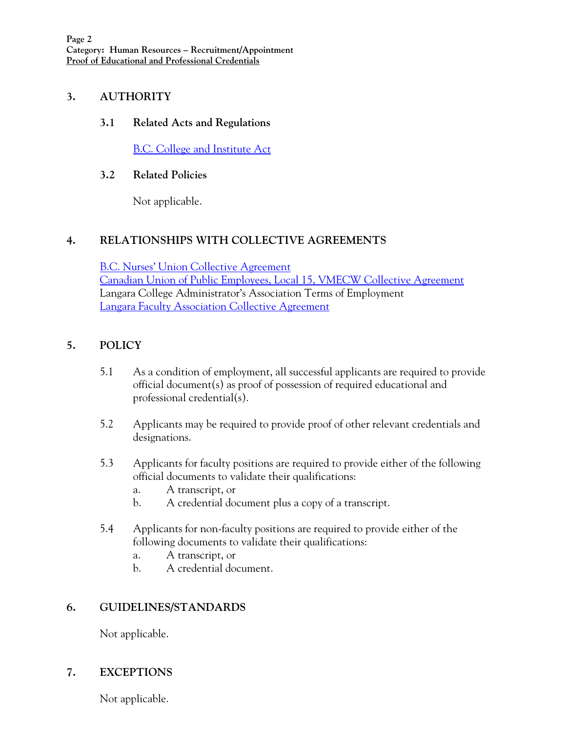## 3. AUTHORITY

### 3.1 Related Acts and Regulations

B.C. College and Institute Act

### 3.2 Related Policies

Not applicable.

## 4. RELATIONSHIPS WITH COLLECTIVE AGREEMENTS

B.C. Nurses' Union Collective Agreement
Canadian Union of Public Employees, Local 15, VMECW Collective Agreement
Langara College Administrator's Association Terms of Employment
Langara Faculty Association Collective Agreement

## 5. POLICY

5.1 As a condition of employment, all successful applicants are required to provide official document(s) as proof of possession of required educational and professional credential(s).

5.2 Applicants may be required to provide proof of other relevant credentials and designations.

5.3 Applicants for faculty positions are required to provide either of the following official documents to validate their qualifications:

a. A transcript, or
b. A credential document plus a copy of a transcript.

5.4 Applicants for non-faculty positions are required to provide either of the following documents to validate their qualifications:

a. A transcript, or
b. A credential document.

## 6. GUIDELINES/STANDARDS

Not applicable.

## 7. EXCEPTIONS

Not applicable.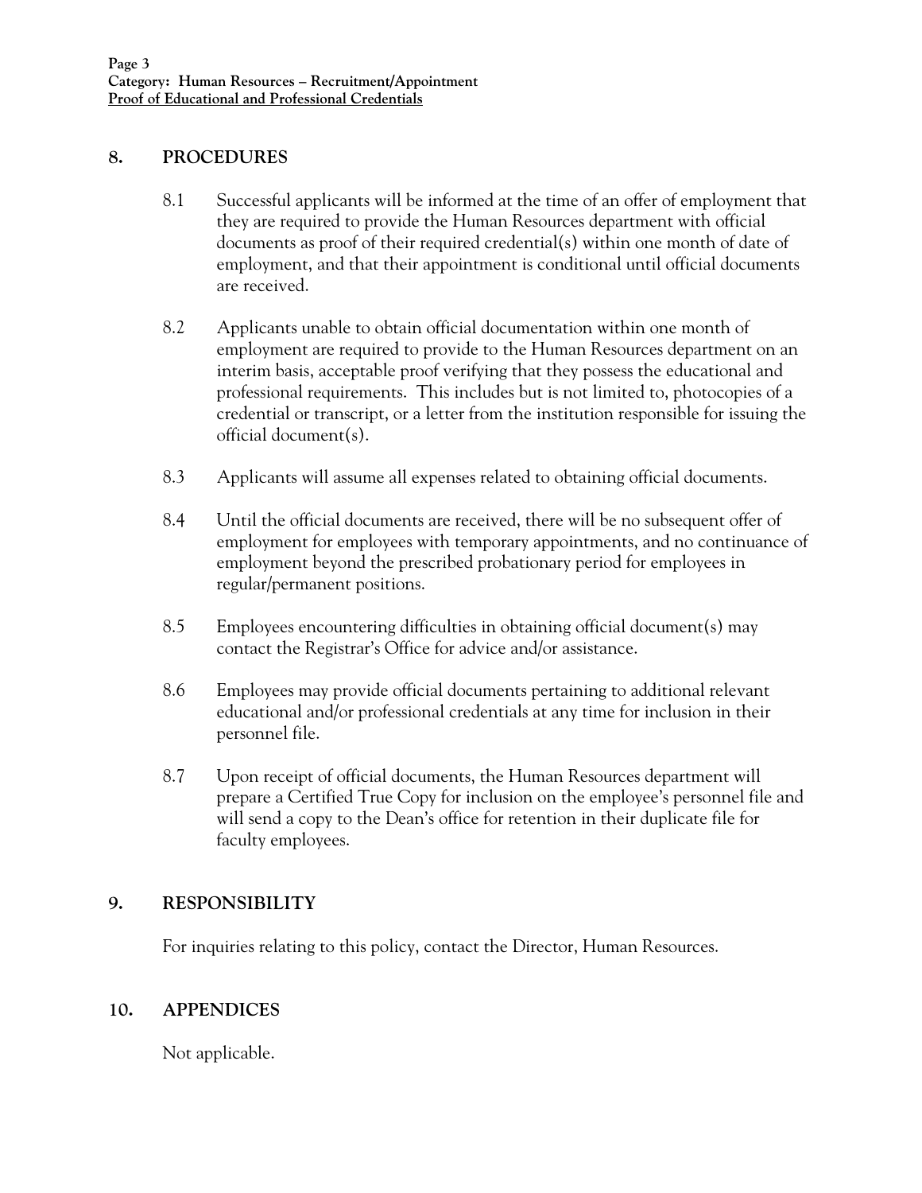## 8. PROCEDURES

8.1 Successful applicants will be informed at the time of an offer of employment that they are required to provide the Human Resources department with official documents as proof of their required credential(s) within one month of date of employment, and that their appointment is conditional until official documents are received.

8.2 Applicants unable to obtain official documentation within one month of employment are required to provide to the Human Resources department on an interim basis, acceptable proof verifying that they possess the educational and professional requirements. This includes but is not limited to, photocopies of a credential or transcript, or a letter from the institution responsible for issuing the official document(s).

8.3 Applicants will assume all expenses related to obtaining official documents.

8.4 Until the official documents are received, there will be no subsequent offer of employment for employees with temporary appointments, and no continuance of employment beyond the prescribed probationary period for employees in regular/permanent positions.

8.5 Employees encountering difficulties in obtaining official document(s) may contact the Registrar's Office for advice and/or assistance.

8.6 Employees may provide official documents pertaining to additional relevant educational and/or professional credentials at any time for inclusion in their personnel file.

8.7 Upon receipt of official documents, the Human Resources department will prepare a Certified True Copy for inclusion on the employee's personnel file and will send a copy to the Dean's office for retention in their duplicate file for faculty employees.

## 9. RESPONSIBILITY

For inquiries relating to this policy, contact the Director, Human Resources.

## 10. APPENDICES

Not applicable.